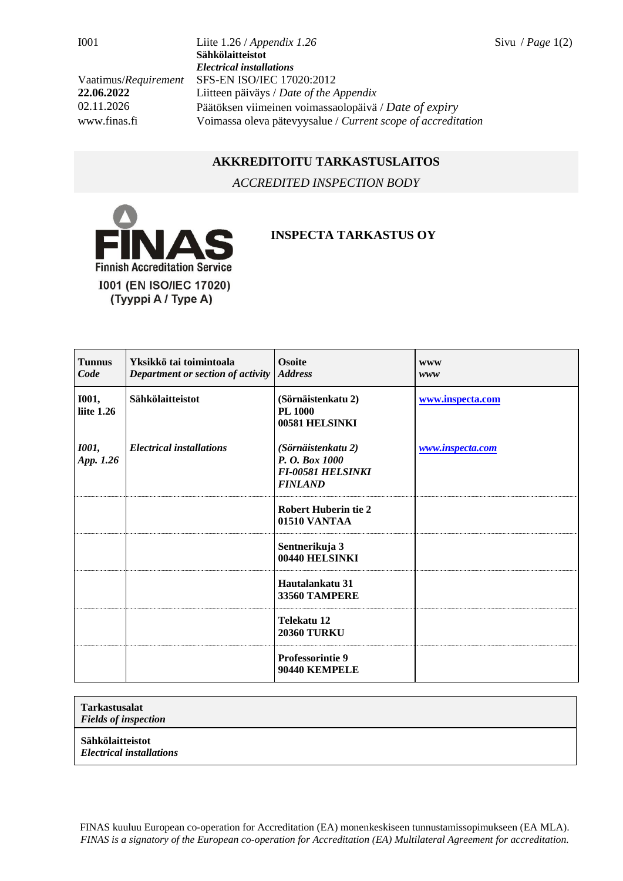I001 | Liite 1.26 / *Appendix 1.26*
**Sähkölaitteistot**
***Electrical installations***

Vaatimus/*Requirement* SFS-EN ISO/IEC 17020:2012
**22.06.2022** Liitteen päiväys / *Date of the Appendix*
02.11.2026 Päätöksen viimeinen voimassaolopäivä / *Date of expiry*
www.finas.fi Voimassa oleva pätevyysalue / *Current scope of accreditation*

## AKKREDITOITU TARKASTUSLAITOS

*ACCREDITED INSPECTION BODY*

FINAS
Finnish Accreditation Service
I001 (EN ISO/IEC 17020)
(Tyyppi A / Type A)

**INSPECTA TARKASTUS OY**

| **Tunnus** ***Code*** | **Yksikkö tai toimintoala** ***Department or section of activity*** | **Osoite** ***Address*** | **www** ***www*** |
|---|---|---|---|
| **I001, liite 1.26** | **Sähkölaitteistot** | **(Sörnäistenkatu 2) PL 1000 00581 HELSINKI** | **www.inspecta.com** |
| ***I001, App. 1.26*** | ***Electrical installations*** | ***(Sörnäistenkatu 2) P. O. Box 1000 FI-00581 HELSINKI FINLAND*** | ***www.inspecta.com*** |
| | | **Robert Huberin tie 2 01510 VANTAA** | |
| | | **Sentnerikuja 3 00440 HELSINKI** | |
| | | **Hautalankatu 31 33560 TAMPERE** | |
| | | **Telekatu 12 20360 TURKU** | |
| | | **Professorintie 9 90440 KEMPELE** | |

| **Tarkastusalat** ***Fields of inspection*** |
|---|
| **Sähkölaitteistot** ***Electrical installations*** |

FINAS kuuluu European co-operation for Accreditation (EA) monenkeskiseen tunnustamissopimukseen (EA MLA).
*FINAS is a signatory of the European co-operation for Accreditation (EA) Multilateral Agreement for accreditation.*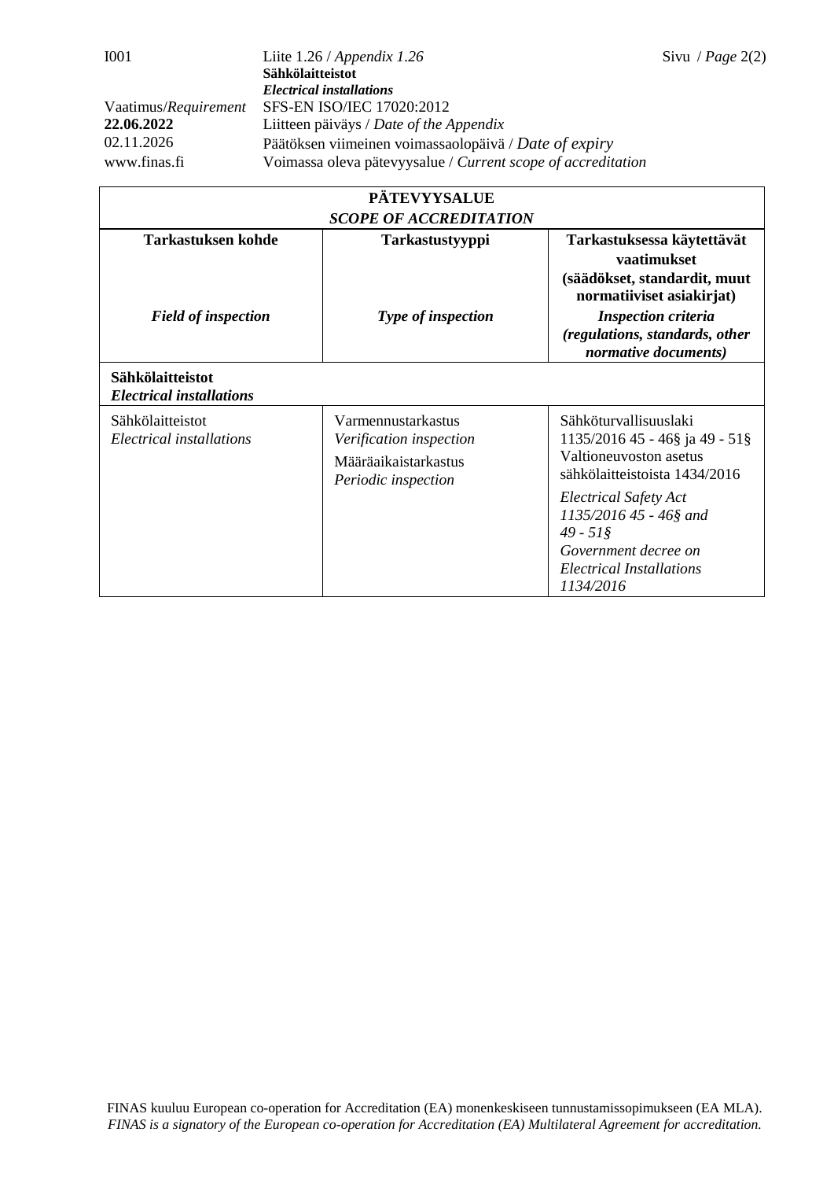I001 Liite 1.26 / *Appendix 1.26*
**Sähkölaitteistot**
***Electrical installations***

Vaatimus/*Requirement* SFS-EN ISO/IEC 17020:2012
**22.06.2022** Liitteen päiväys / *Date of the Appendix*
02.11.2026 Päätöksen viimeinen voimassaolopäivä / *Date of expiry*
www.finas.fi Voimassa oleva pätevyysalue / *Current scope of accreditation*

| **PÄTEVYYSALUE** *SCOPE OF ACCREDITATION* | | |
|---|---|---|
| **Tarkastuksen kohde** ***Field of inspection*** | **Tarkastustyyppi** ***Type of inspection*** | **Tarkastuksessa käytettävät vaatimukset (säädökset, standardit, muut normatiiviset asiakirjat)** ***Inspection criteria (regulations, standards, other normative documents)*** |
| **Sähkölaitteistot** ***Electrical installations*** | | |
| Sähkölaitteistot *Electrical installations* | Varmennustarkastus *Verification inspection* Määräaikaistarkastus *Periodic inspection* | Sähköturvallisuuslaki 1135/2016 45 - 46§ ja 49 - 51§ Valtioneuvoston asetus sähkölaitteistoista 1434/2016 *Electrical Safety Act 1135/2016 45 - 46§ and 49 - 51§ Government decree on Electrical Installations 1134/2016* |

FINAS kuuluu European co-operation for Accreditation (EA) monenkeskiseen tunnustamissopimukseen (EA MLA).
*FINAS is a signatory of the European co-operation for Accreditation (EA) Multilateral Agreement for accreditation.*